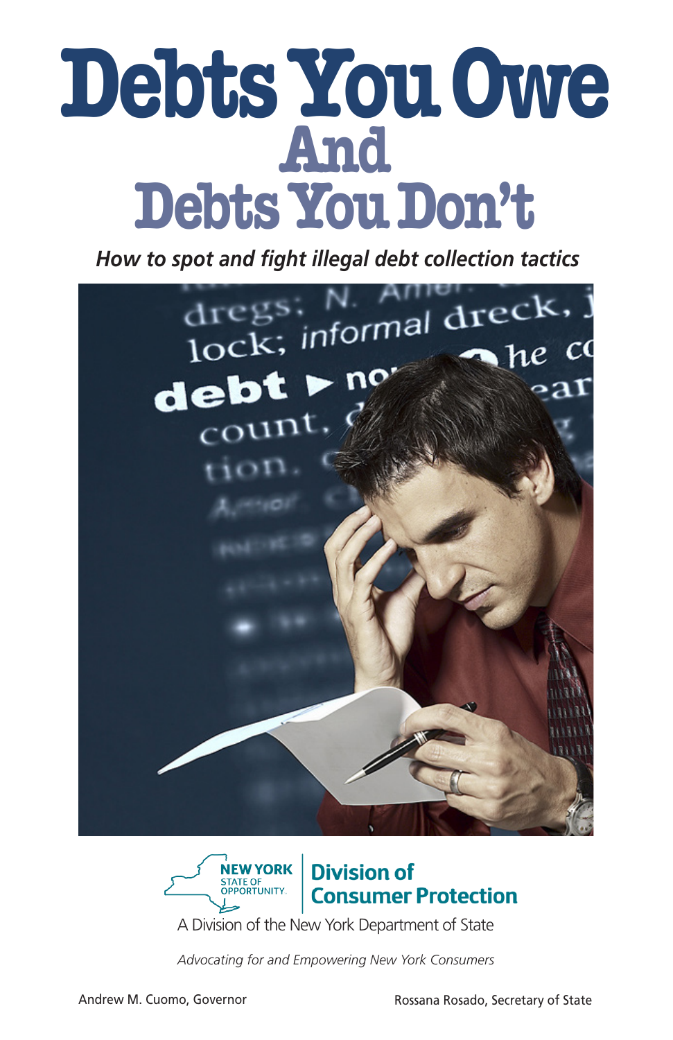# Debts You Owe And Debts You Don't

***How to spot and fight illegal debt collection tactics***

NEW YORK STATE OF OPPORTUNITY. | Division of Consumer Protection

A Division of the New York Department of State

*Advocating for and Empowering New York Consumers*

Andrew M. Cuomo, Governor

Rossana Rosado, Secretary of State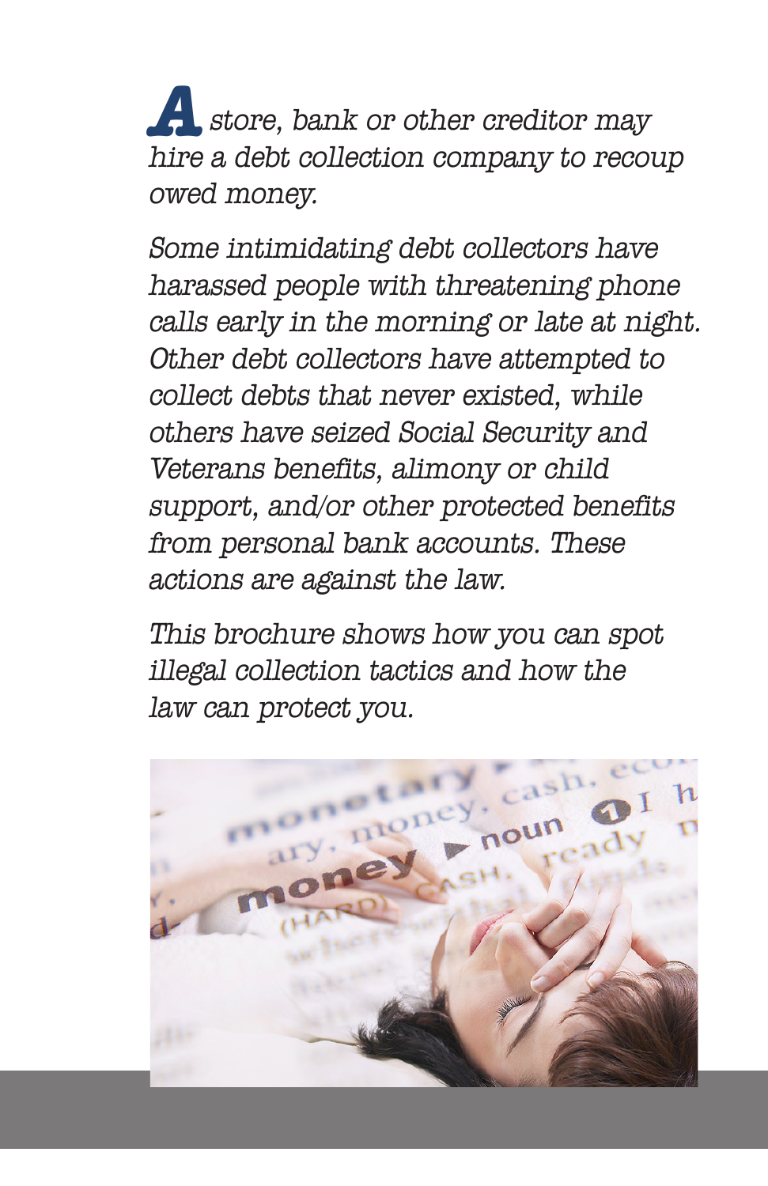*A store, bank or other creditor may hire a debt collection company to recoup owed money.*

*Some intimidating debt collectors have harassed people with threatening phone calls early in the morning or late at night. Other debt collectors have attempted to collect debts that never existed, while others have seized Social Security and Veterans benefits, alimony or child support, and/or other protected benefits from personal bank accounts. These actions are against the law.*

*This brochure shows how you can spot illegal collection tactics and how the law can protect you.*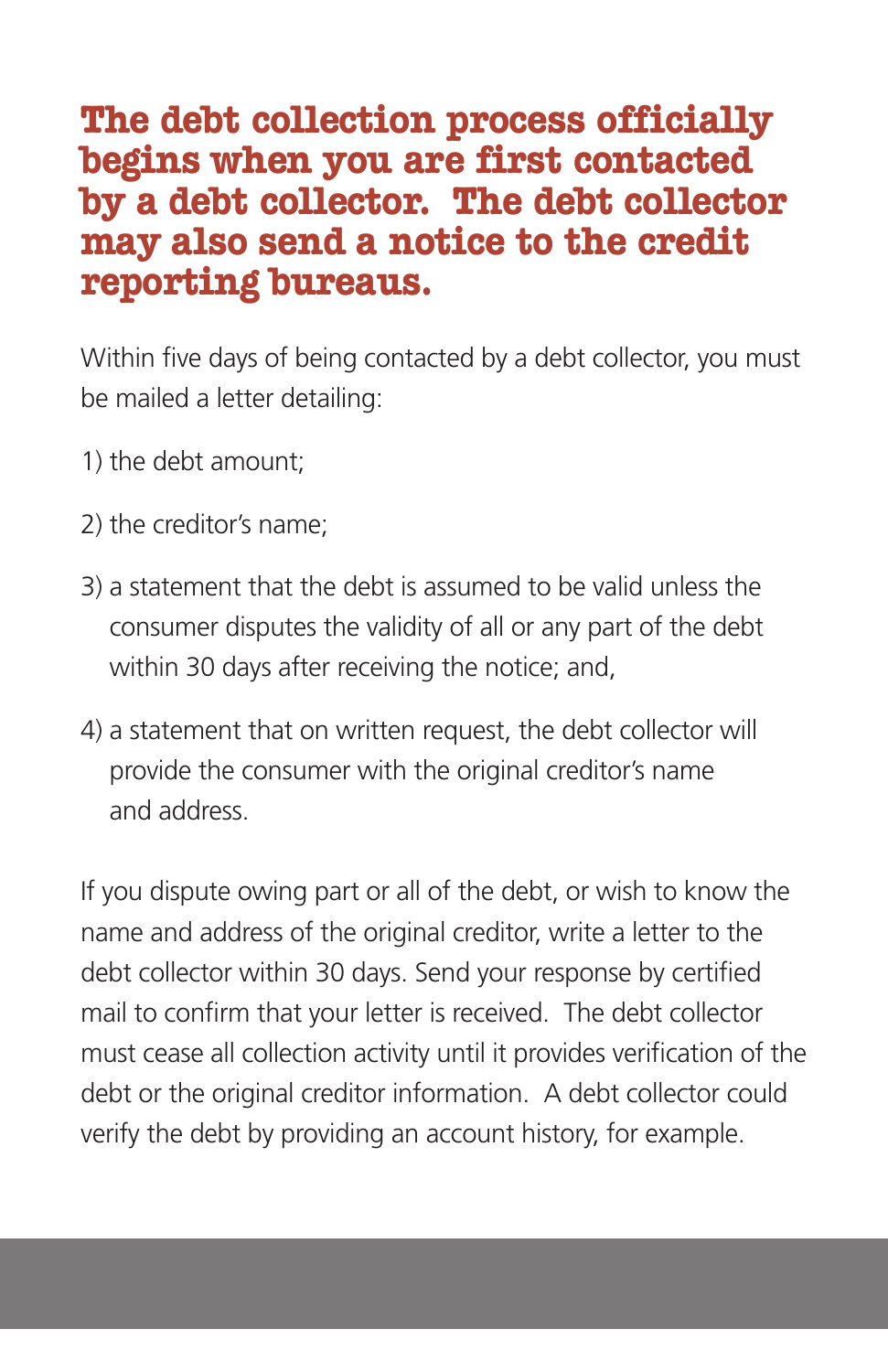## The debt collection process officially begins when you are first contacted by a debt collector. The debt collector may also send a notice to the credit reporting bureaus.

Within five days of being contacted by a debt collector, you must be mailed a letter detailing:

1) the debt amount;

2) the creditor's name;

3) a statement that the debt is assumed to be valid unless the consumer disputes the validity of all or any part of the debt within 30 days after receiving the notice; and,

4) a statement that on written request, the debt collector will provide the consumer with the original creditor's name and address.

If you dispute owing part or all of the debt, or wish to know the name and address of the original creditor, write a letter to the debt collector within 30 days. Send your response by certified mail to confirm that your letter is received. The debt collector must cease all collection activity until it provides verification of the debt or the original creditor information. A debt collector could verify the debt by providing an account history, for example.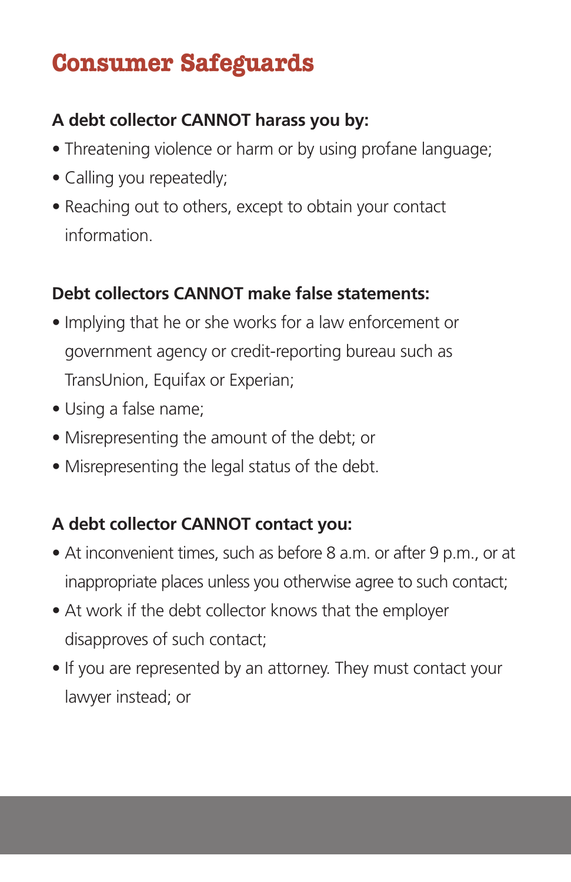## Consumer Safeguards

**A debt collector CANNOT harass you by:**

- Threatening violence or harm or by using profane language;
- Calling you repeatedly;
- Reaching out to others, except to obtain your contact information.

**Debt collectors CANNOT make false statements:**

- Implying that he or she works for a law enforcement or government agency or credit-reporting bureau such as TransUnion, Equifax or Experian;
- Using a false name;
- Misrepresenting the amount of the debt; or
- Misrepresenting the legal status of the debt.

**A debt collector CANNOT contact you:**

- At inconvenient times, such as before 8 a.m. or after 9 p.m., or at inappropriate places unless you otherwise agree to such contact;
- At work if the debt collector knows that the employer disapproves of such contact;
- If you are represented by an attorney. They must contact your lawyer instead; or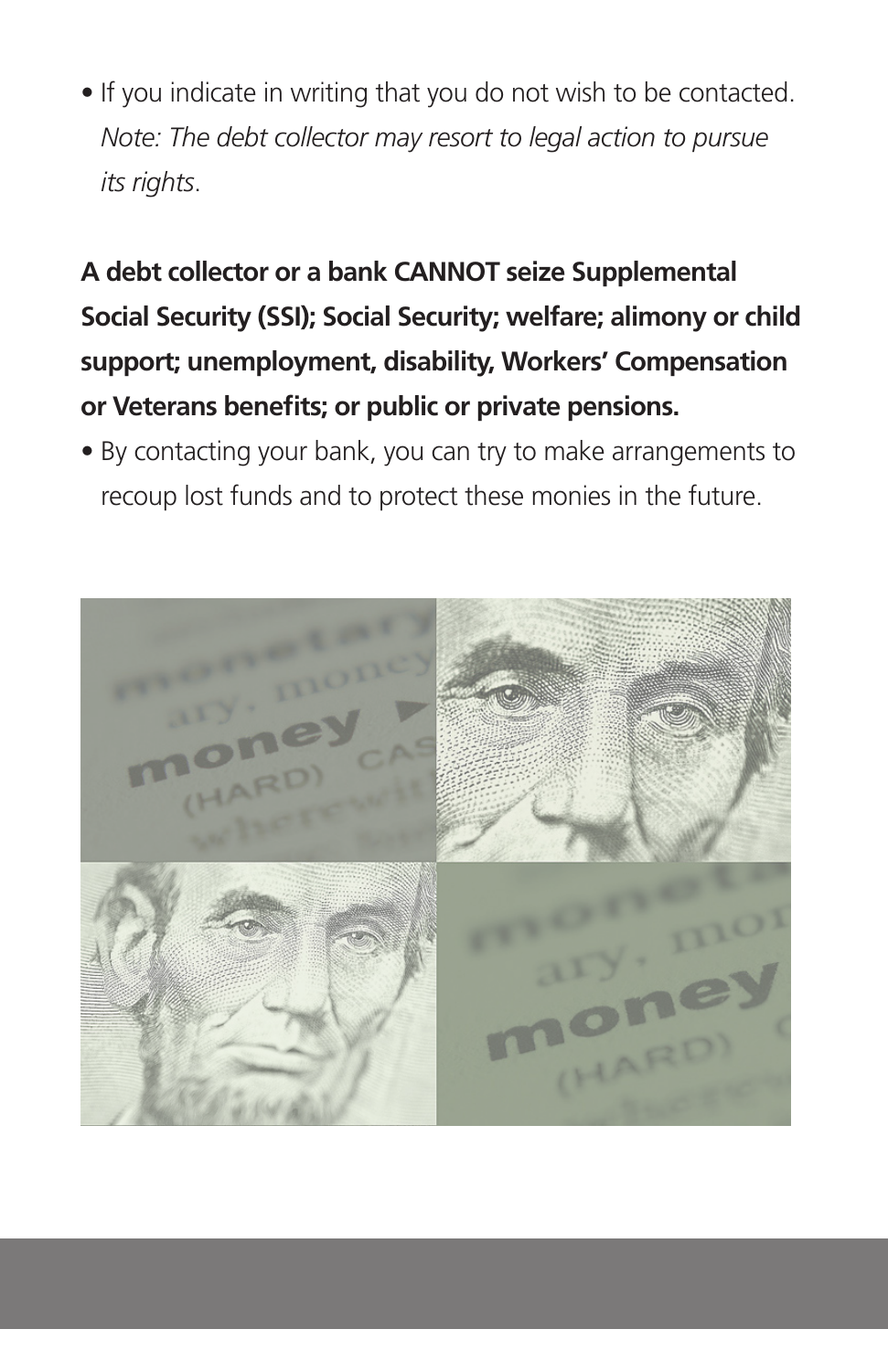- If you indicate in writing that you do not wish to be contacted. *Note: The debt collector may resort to legal action to pursue its rights*.

**A debt collector or a bank CANNOT seize Supplemental Social Security (SSI); Social Security; welfare; alimony or child support; unemployment, disability, Workers' Compensation or Veterans benefits; or public or private pensions.**

- By contacting your bank, you can try to make arrangements to recoup lost funds and to protect these monies in the future.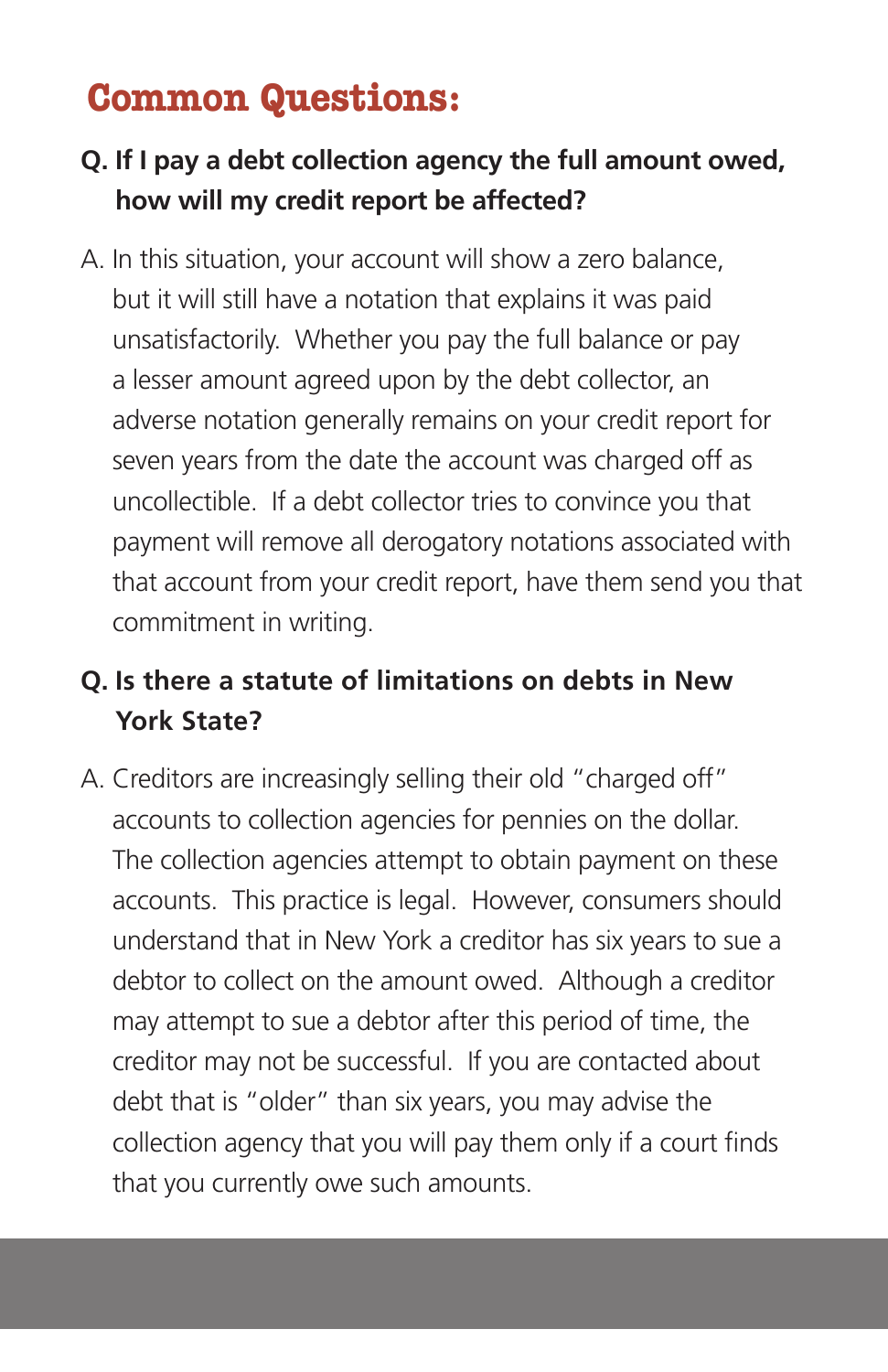## Common Questions:

**Q. If I pay a debt collection agency the full amount owed, how will my credit report be affected?**

A. In this situation, your account will show a zero balance, but it will still have a notation that explains it was paid unsatisfactorily. Whether you pay the full balance or pay a lesser amount agreed upon by the debt collector, an adverse notation generally remains on your credit report for seven years from the date the account was charged off as uncollectible. If a debt collector tries to convince you that payment will remove all derogatory notations associated with that account from your credit report, have them send you that commitment in writing.

**Q. Is there a statute of limitations on debts in New York State?**

A. Creditors are increasingly selling their old "charged off" accounts to collection agencies for pennies on the dollar. The collection agencies attempt to obtain payment on these accounts. This practice is legal. However, consumers should understand that in New York a creditor has six years to sue a debtor to collect on the amount owed. Although a creditor may attempt to sue a debtor after this period of time, the creditor may not be successful. If you are contacted about debt that is "older" than six years, you may advise the collection agency that you will pay them only if a court finds that you currently owe such amounts.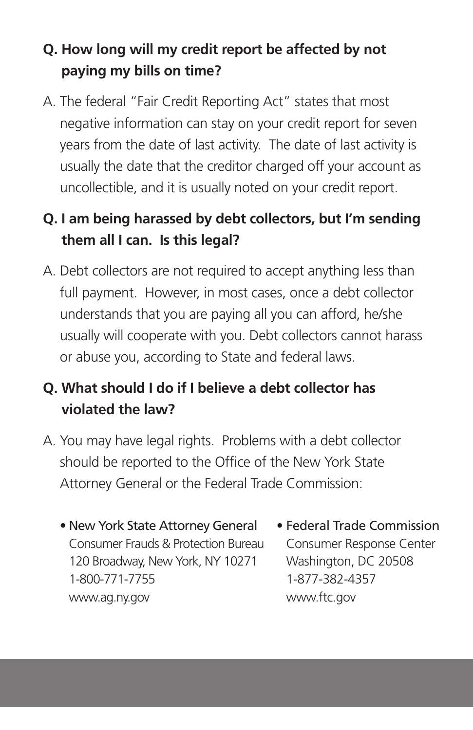**Q. How long will my credit report be affected by not paying my bills on time?**

A. The federal "Fair Credit Reporting Act" states that most negative information can stay on your credit report for seven years from the date of last activity. The date of last activity is usually the date that the creditor charged off your account as uncollectible, and it is usually noted on your credit report.

**Q. I am being harassed by debt collectors, but I'm sending them all I can. Is this legal?**

A. Debt collectors are not required to accept anything less than full payment. However, in most cases, once a debt collector understands that you are paying all you can afford, he/she usually will cooperate with you. Debt collectors cannot harass or abuse you, according to State and federal laws.

**Q. What should I do if I believe a debt collector has violated the law?**

A. You may have legal rights. Problems with a debt collector should be reported to the Office of the New York State Attorney General or the Federal Trade Commission:

- New York State Attorney General
  Consumer Frauds & Protection Bureau
  120 Broadway, New York, NY 10271
  1-800-771-7755
  www.ag.ny.gov

- Federal Trade Commission
  Consumer Response Center
  Washington, DC 20508
  1-877-382-4357
  www.ftc.gov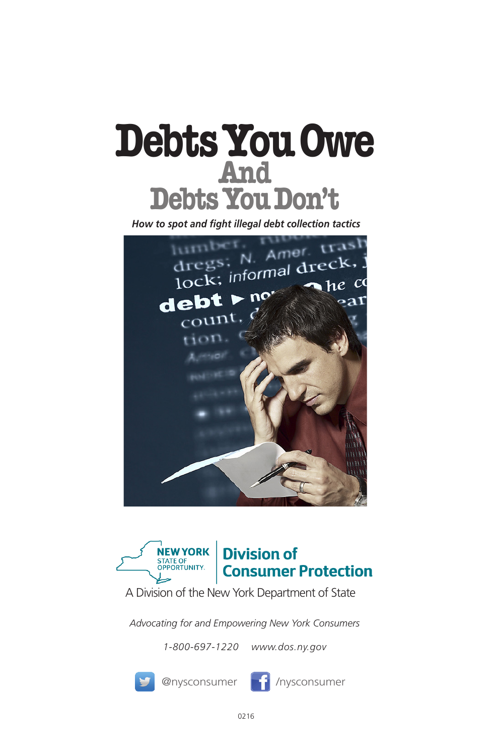# Debts You Owe And Debts You Don't

***How to spot and fight illegal debt collection tactics***

NEW YORK STATE OF OPPORTUNITY.

**Division of Consumer Protection**

A Division of the New York Department of State

*Advocating for and Empowering New York Consumers*

*1-800-697-1220 www.dos.ny.gov*

@nysconsumer /nysconsumer

0216